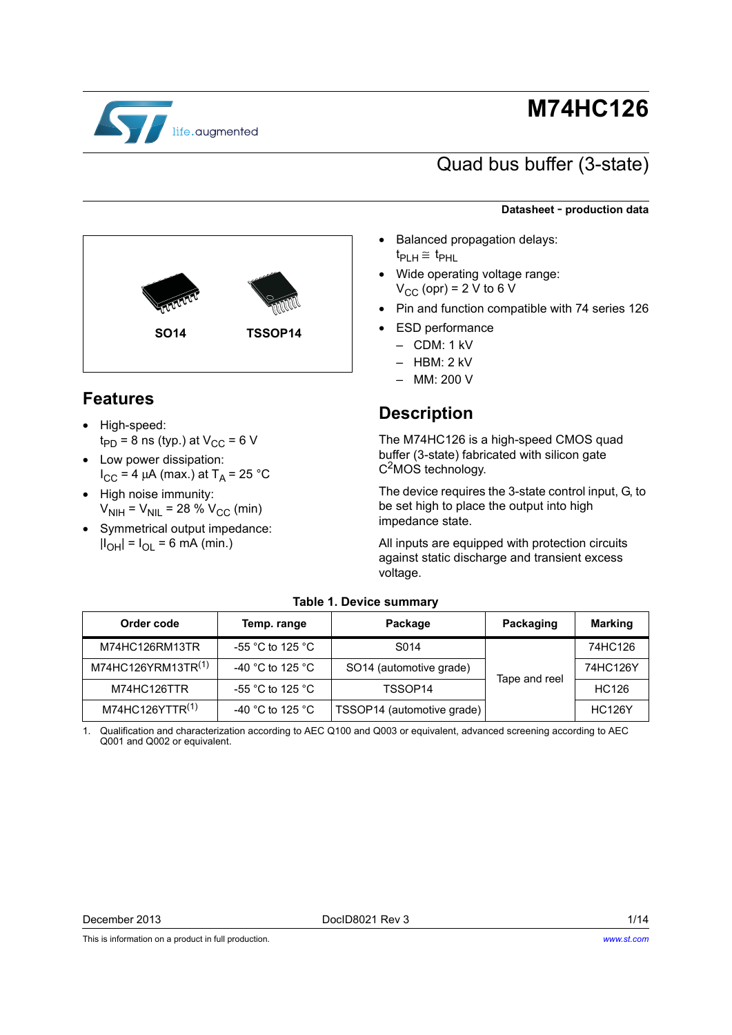# M74HC126

## Quad bus buffer (3-state)

**Datasheet - production data**

SO14 TSSOP14

## Features

- High-speed:
  $t_{PD}$ = 8 ns (typ.) at $V_{CC}$ = 6 V
- Low power dissipation:
  $I_{CC}$ = 4 µA (max.) at $T_A$ = 25 °C
- High noise immunity:
  $V_{NIH} = V_{NIL}$ = 28 % $V_{CC}$ (min)
- Symmetrical output impedance:
  $|I_{OH}| = I_{OL}$ = 6 mA (min.)
- Balanced propagation delays:
  $t_{PLH} \cong t_{PHL}$
- Wide operating voltage range:
  $V_{CC}$ (opr) = 2 V to 6 V
- Pin and function compatible with 74 series 126
- ESD performance
  - CDM: 1 kV
  - HBM: 2 kV
  - MM: 200 V

## Description

The M74HC126 is a high-speed CMOS quad buffer (3-state) fabricated with silicon gate $C^2$MOS technology.

The device requires the 3-state control input, G, to be set high to place the output into high impedance state.

All inputs are equipped with protection circuits against static discharge and transient excess voltage.

**Table 1. Device summary**

| Order code | Temp. range | Package | Packaging | Marking |
|---|---|---|---|---|
| M74HC126RM13TR | -55 °C to 125 °C | S014 | Tape and reel | 74HC126 |
| M74HC126YRM13TR(1) | -40 °C to 125 °C | SO14 (automotive grade) | | 74HC126Y |
| M74HC126TTR | -55 °C to 125 °C | TSSOP14 | | HC126 |
| M74HC126YTTR(1) | -40 °C to 125 °C | TSSOP14 (automotive grade) | | HC126Y |

1. Qualification and characterization according to AEC Q100 and Q003 or equivalent, advanced screening according to AEC Q001 and Q002 or equivalent.

December 2013 DocID8021 Rev 3

This is information on a product in full production. www.st.com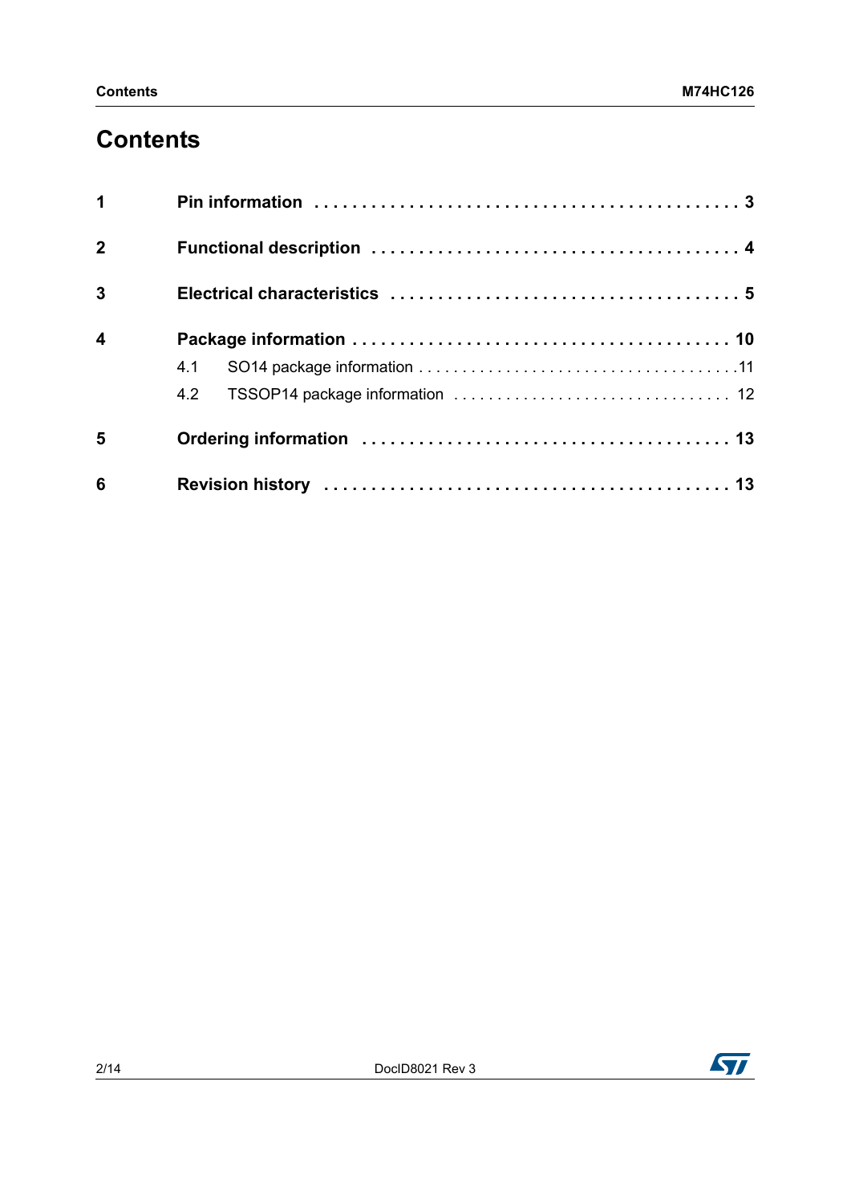# Contents

| | | |
|---|---|---|
| **1** | **Pin information** | **3** |
| **2** | **Functional description** | **4** |
| **3** | **Electrical characteristics** | **5** |
| **4** | **Package information** | **10** |
| | 4.1 SO14 package information | 11 |
| | 4.2 TSSOP14 package information | 12 |
| **5** | **Ordering information** | **13** |
| **6** | **Revision history** | **13** |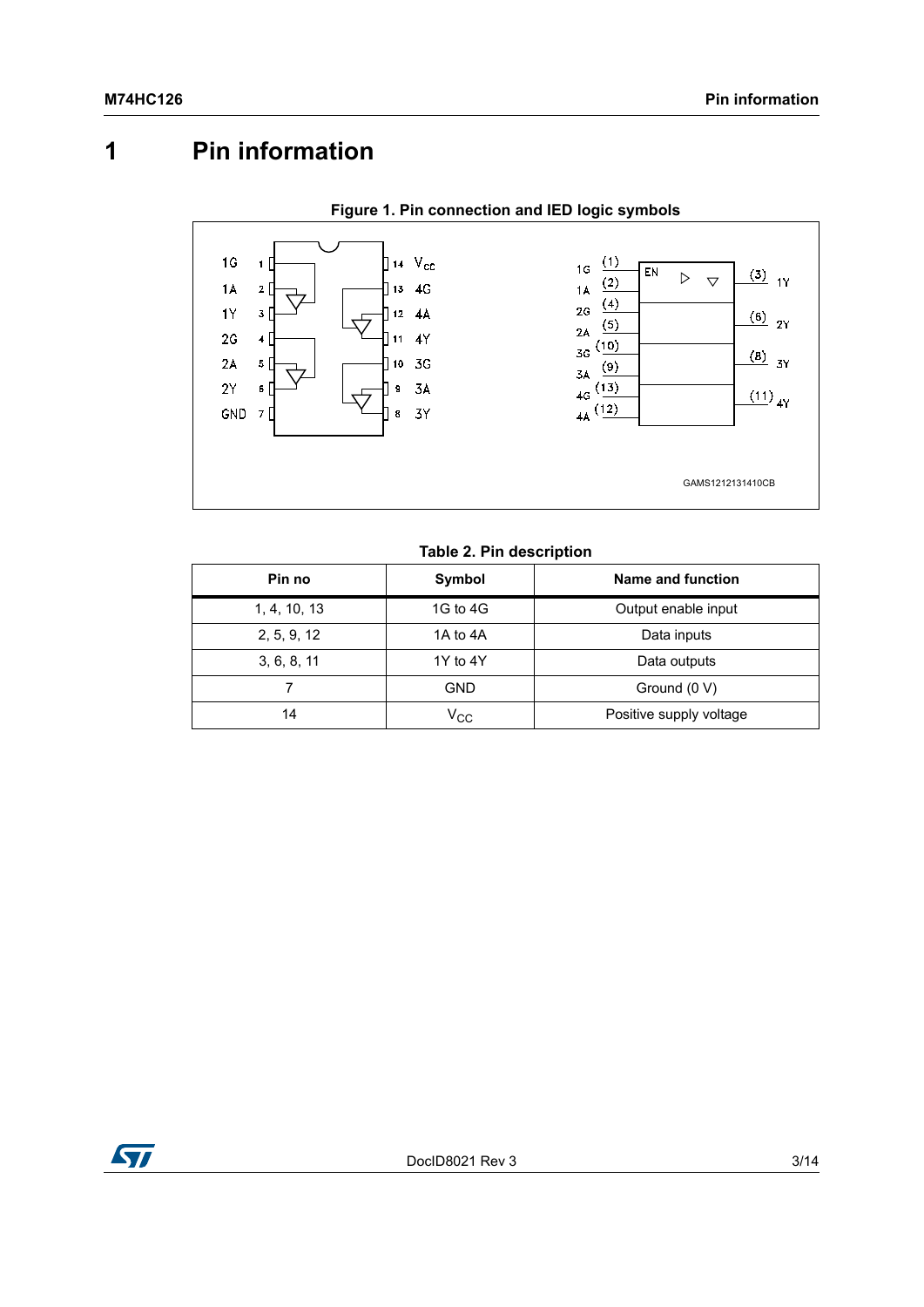# 1 Pin information

**Figure 1. Pin connection and IED logic symbols**

**Table 2. Pin description**

| Pin no | Symbol | Name and function |
|---|---|---|
| 1, 4, 10, 13 | 1G to 4G | Output enable input |
| 2, 5, 9, 12 | 1A to 4A | Data inputs |
| 3, 6, 8, 11 | 1Y to 4Y | Data outputs |
| 7 | GND | Ground (0 V) |
| 14 | $V_{CC}$ | Positive supply voltage |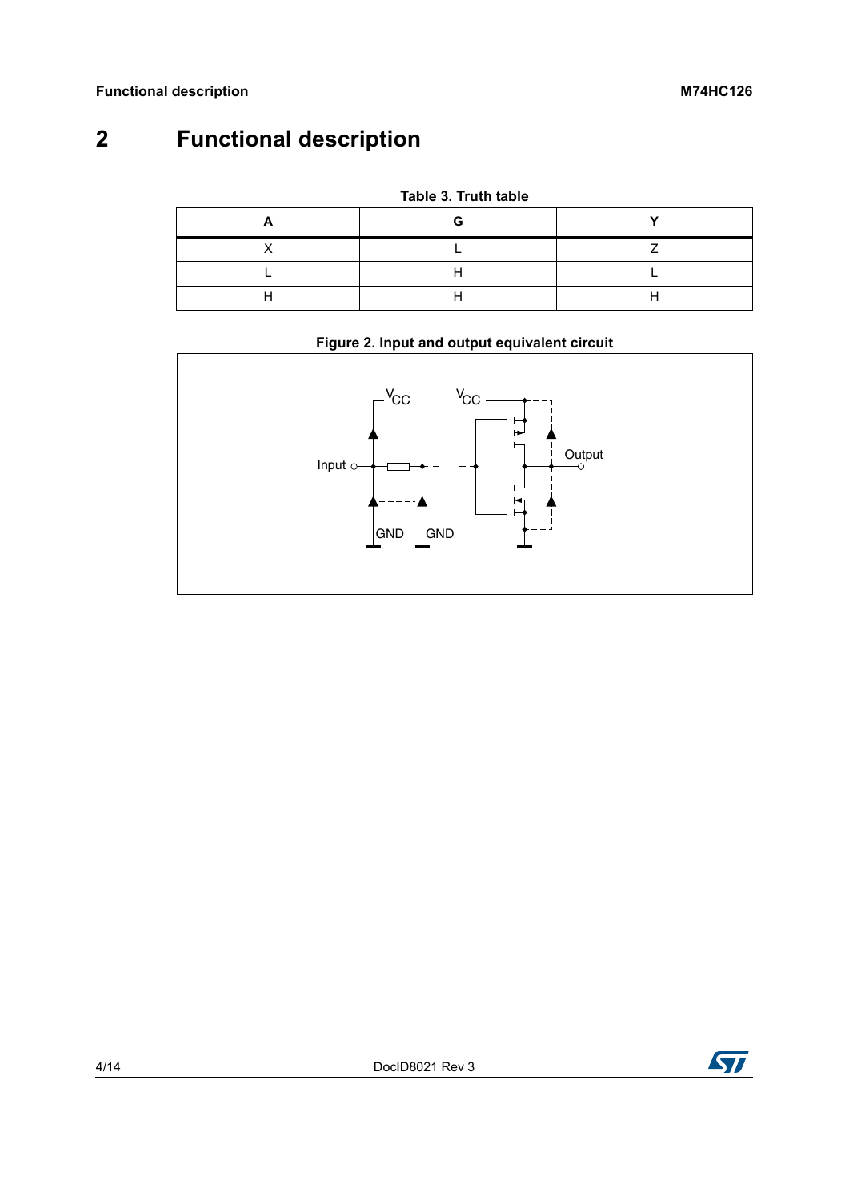# 2 Functional description

Table 3. Truth table

| A | G | Y |
| --- | --- | --- |
| X | L | Z |
| L | H | L |
| H | H | H |

Figure 2. Input and output equivalent circuit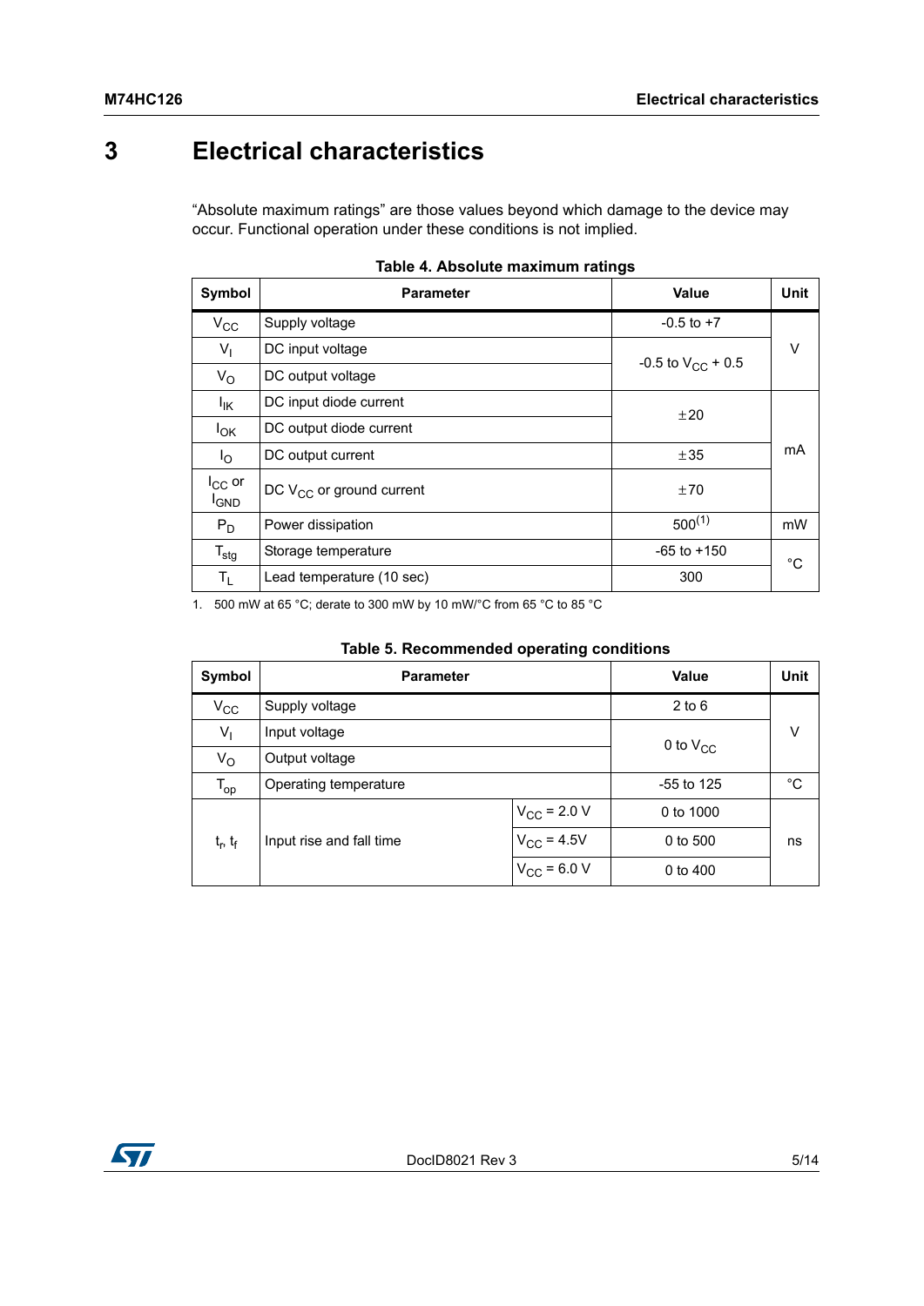# 3 Electrical characteristics

"Absolute maximum ratings" are those values beyond which damage to the device may occur. Functional operation under these conditions is not implied.

**Table 4. Absolute maximum ratings**

| Symbol | Parameter | Value | Unit |
|---|---|---|---|
| $V_{CC}$ | Supply voltage | -0.5 to +7 | V |
| $V_I$ | DC input voltage | -0.5 to $V_{CC}$ + 0.5 | V |
| $V_O$ | DC output voltage | -0.5 to $V_{CC}$ + 0.5 | V |
| $I_{IK}$ | DC input diode current | ±20 | mA |
| $I_{OK}$ | DC output diode current | ±20 | mA |
| $I_O$ | DC output current | ±35 | mA |
| $I_{CC}$ or $I_{GND}$ | DC $V_{CC}$ or ground current | ±70 | mA |
| $P_D$ | Power dissipation | 500[1] | mW |
| $T_{stg}$ | Storage temperature | -65 to +150 | °C |
| $T_L$ | Lead temperature (10 sec) | 300 | °C |

1. 500 mW at 65 °C; derate to 300 mW by 10 mW/°C from 65 °C to 85 °C

**Table 5. Recommended operating conditions**

| Symbol | Parameter | | Value | Unit |
|---|---|---|---|---|
| $V_{CC}$ | Supply voltage | | 2 to 6 | V |
| $V_I$ | Input voltage | | 0 to $V_{CC}$ | V |
| $V_O$ | Output voltage | | 0 to $V_{CC}$ | V |
| $T_{op}$ | Operating temperature | | -55 to 125 | °C |
| $t_r$, $t_f$ | Input rise and fall time | $V_{CC}$ = 2.0 V | 0 to 1000 | ns |
| | | $V_{CC}$ = 4.5V | 0 to 500 | ns |
| | | $V_{CC}$ = 6.0 V | 0 to 400 | ns |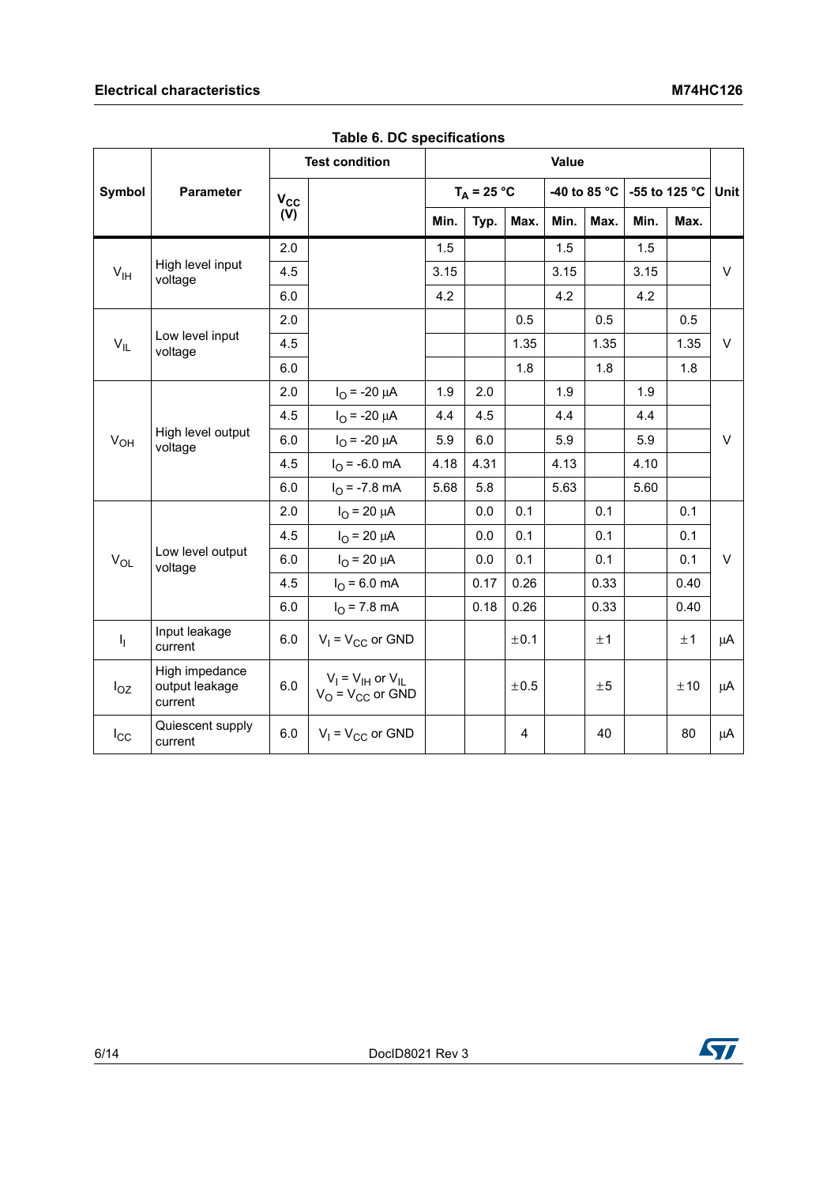**Table 6. DC specifications**

| Symbol | Parameter | Test condition | | Value | | | | | | | Unit |
|---|---|---|---|---|---|---|---|---|---|---|---|
| | | $V_{CC}$ (V) | | $T_A$ = 25 °C | | | -40 to 85 °C | | -55 to 125 °C | | |
| | | | | Min. | Typ. | Max. | Min. | Max. | Min. | Max. | |
| $V_{IH}$ | High level input voltage | 2.0 | | 1.5 | | | 1.5 | | 1.5 | | V |
| | | 4.5 | | 3.15 | | | 3.15 | | 3.15 | | |
| | | 6.0 | | 4.2 | | | 4.2 | | 4.2 | | |
| $V_{IL}$ | Low level input voltage | 2.0 | | | | 0.5 | | 0.5 | | 0.5 | V |
| | | 4.5 | | | | 1.35 | | 1.35 | | 1.35 | |
| | | 6.0 | | | | 1.8 | | 1.8 | | 1.8 | |
| $V_{OH}$ | High level output voltage | 2.0 | $I_O$ = -20 µA | 1.9 | 2.0 | | 1.9 | | 1.9 | | V |
| | | 4.5 | $I_O$ = -20 µA | 4.4 | 4.5 | | 4.4 | | 4.4 | | |
| | | 6.0 | $I_O$ = -20 µA | 5.9 | 6.0 | | 5.9 | | 5.9 | | |
| | | 4.5 | $I_O$ = -6.0 mA | 4.18 | 4.31 | | 4.13 | | 4.10 | | |
| | | 6.0 | $I_O$ = -7.8 mA | 5.68 | 5.8 | | 5.63 | | 5.60 | | |
| $V_{OL}$ | Low level output voltage | 2.0 | $I_O$ = 20 µA | | 0.0 | 0.1 | | 0.1 | | 0.1 | V |
| | | 4.5 | $I_O$ = 20 µA | | 0.0 | 0.1 | | 0.1 | | 0.1 | |
| | | 6.0 | $I_O$ = 20 µA | | 0.0 | 0.1 | | 0.1 | | 0.1 | |
| | | 4.5 | $I_O$ = 6.0 mA | | 0.17 | 0.26 | | 0.33 | | 0.40 | |
| | | 6.0 | $I_O$ = 7.8 mA | | 0.18 | 0.26 | | 0.33 | | 0.40 | |
| $I_I$ | Input leakage current | 6.0 | $V_I$ = $V_{CC}$ or GND | | | ±0.1 | | ±1 | | ±1 | µA |
| $I_{OZ}$ | High impedance output leakage current | 6.0 | $V_I$ = $V_{IH}$ or $V_{IL}$ $V_O$ = $V_{CC}$ or GND | | | ±0.5 | | ±5 | | ±10 | µA |
| $I_{CC}$ | Quiescent supply current | 6.0 | $V_I$ = $V_{CC}$ or GND | | | 4 | | 40 | | 80 | µA |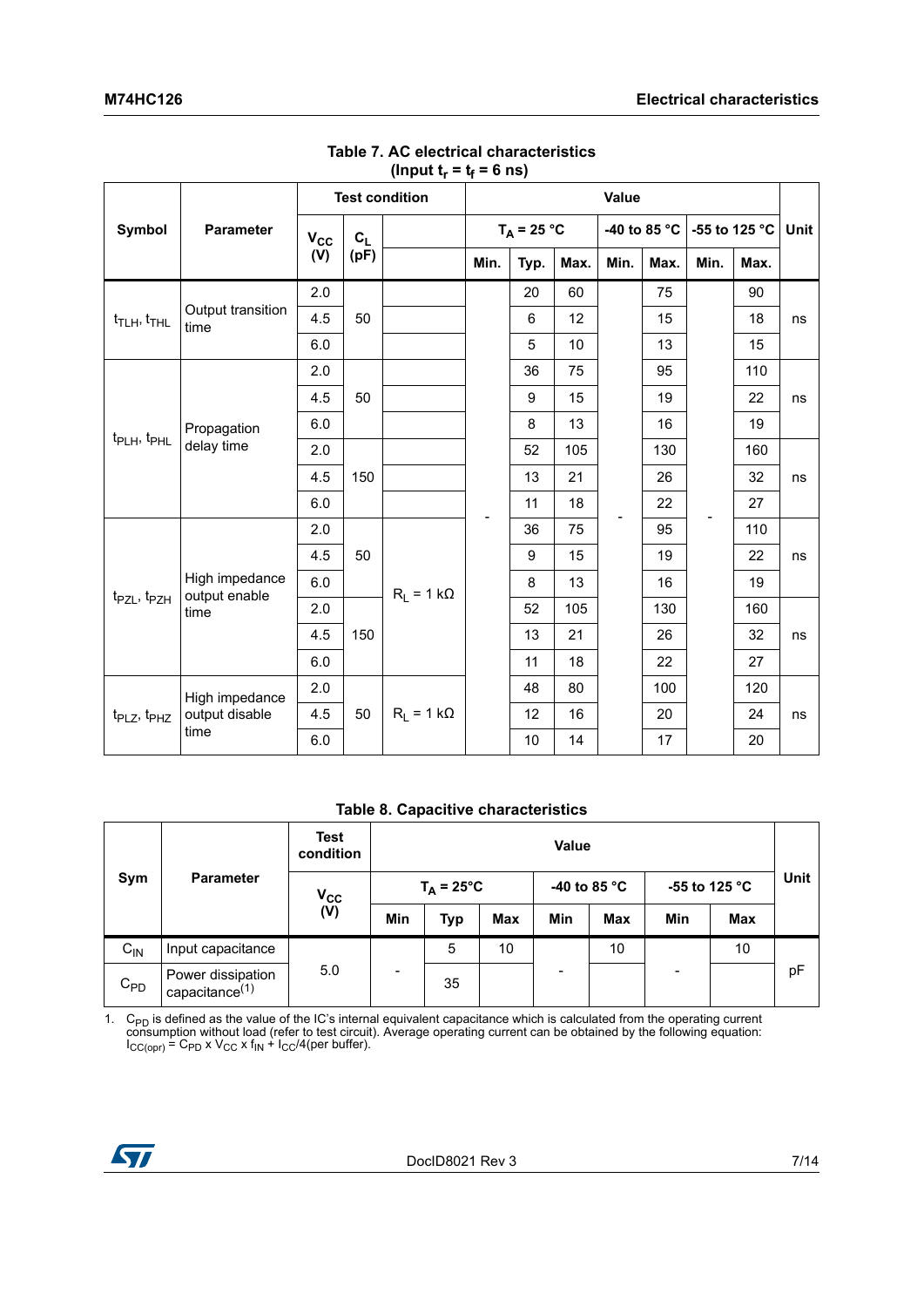**Table 7. AC electrical characteristics (Input $t_r = t_f = 6$ ns)**

| Symbol | Parameter | Test condition | | | Value | | | | | | | Unit |
|---|---|---|---|---|---|---|---|---|---|---|---|---|
| | | $V_{CC}$ (V) | $C_L$ (pF) | | $T_A = 25\ °C$ | | | -40 to 85 °C | | -55 to 125 °C | | |
| | | | | | Min. | Typ. | Max. | Min. | Max. | Min. | Max. | |
| $t_{TLH}$, $t_{THL}$ | Output transition time | 2.0 | 50 | | - | 20 | 60 | - | 75 | - | 90 | ns |
| | | 4.5 | | | | 6 | 12 | | 15 | | 18 | |
| | | 6.0 | | | | 5 | 10 | | 13 | | 15 | |
| $t_{PLH}$, $t_{PHL}$ | Propagation delay time | 2.0 | 50 | | | 36 | 75 | | 95 | | 110 | ns |
| | | 4.5 | | | | 9 | 15 | | 19 | | 22 | |
| | | 6.0 | | | | 8 | 13 | | 16 | | 19 | |
| | | 2.0 | 150 | | | 52 | 105 | | 130 | | 160 | ns |
| | | 4.5 | | | | 13 | 21 | | 26 | | 32 | |
| | | 6.0 | | | | 11 | 18 | | 22 | | 27 | |
| $t_{PZL}$, $t_{PZH}$ | High impedance output enable time | 2.0 | 50 | $R_L = 1\ k\Omega$ | | 36 | 75 | | 95 | | 110 | ns |
| | | 4.5 | | | | 9 | 15 | | 19 | | 22 | |
| | | 6.0 | | | | 8 | 13 | | 16 | | 19 | |
| | | 2.0 | 150 | | | 52 | 105 | | 130 | | 160 | ns |
| | | 4.5 | | | | 13 | 21 | | 26 | | 32 | |
| | | 6.0 | | | | 11 | 18 | | 22 | | 27 | |
| $t_{PLZ}$, $t_{PHZ}$ | High impedance output disable time | 2.0 | 50 | $R_L = 1\ k\Omega$ | | 48 | 80 | | 100 | | 120 | ns |
| | | 4.5 | | | | 12 | 16 | | 20 | | 24 | |
| | | 6.0 | | | | 10 | 14 | | 17 | | 20 | |

**Table 8. Capacitive characteristics**

| Sym | Parameter | Test condition | Value | | | | | | | Unit |
|---|---|---|---|---|---|---|---|---|---|---|
| | | $V_{CC}$ (V) | $T_A = 25°C$ | | | -40 to 85 °C | | -55 to 125 °C | | |
| | | | Min | Typ | Max | Min | Max | Min | Max | |
| $C_{IN}$ | Input capacitance | 5.0 | - | 5 | 10 | - | 10 | - | 10 | pF |
| $C_{PD}$ | Power dissipation capacitance(1) | | | 35 | | | | | | |

1. $C_{PD}$ is defined as the value of the IC's internal equivalent capacitance which is calculated from the operating current consumption without load (refer to test circuit). Average operating current can be obtained by the following equation: $I_{CC(opr)} = C_{PD} \times V_{CC} \times f_{IN} + I_{CC}/4$(per buffer).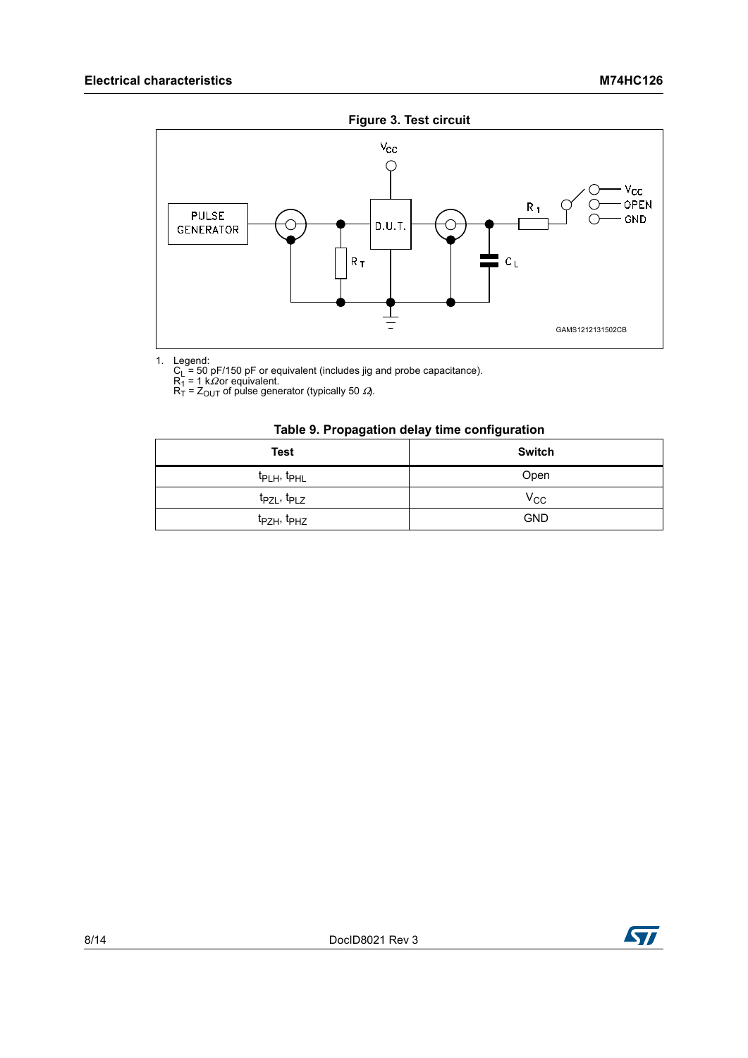**Figure 3. Test circuit**

1. Legend:
   $C_L$ = 50 pF/150 pF or equivalent (includes jig and probe capacitance).
   $R_1$ = 1 kΩ or equivalent.
   $R_T$ = $Z_{OUT}$ of pulse generator (typically 50 Ω).

**Table 9. Propagation delay time configuration**

| Test | Switch |
|---|---|
| $t_{PLH}$, $t_{PHL}$ | Open |
| $t_{PZL}$, $t_{PLZ}$ | $V_{CC}$ |
| $t_{PZH}$, $t_{PHZ}$ | GND |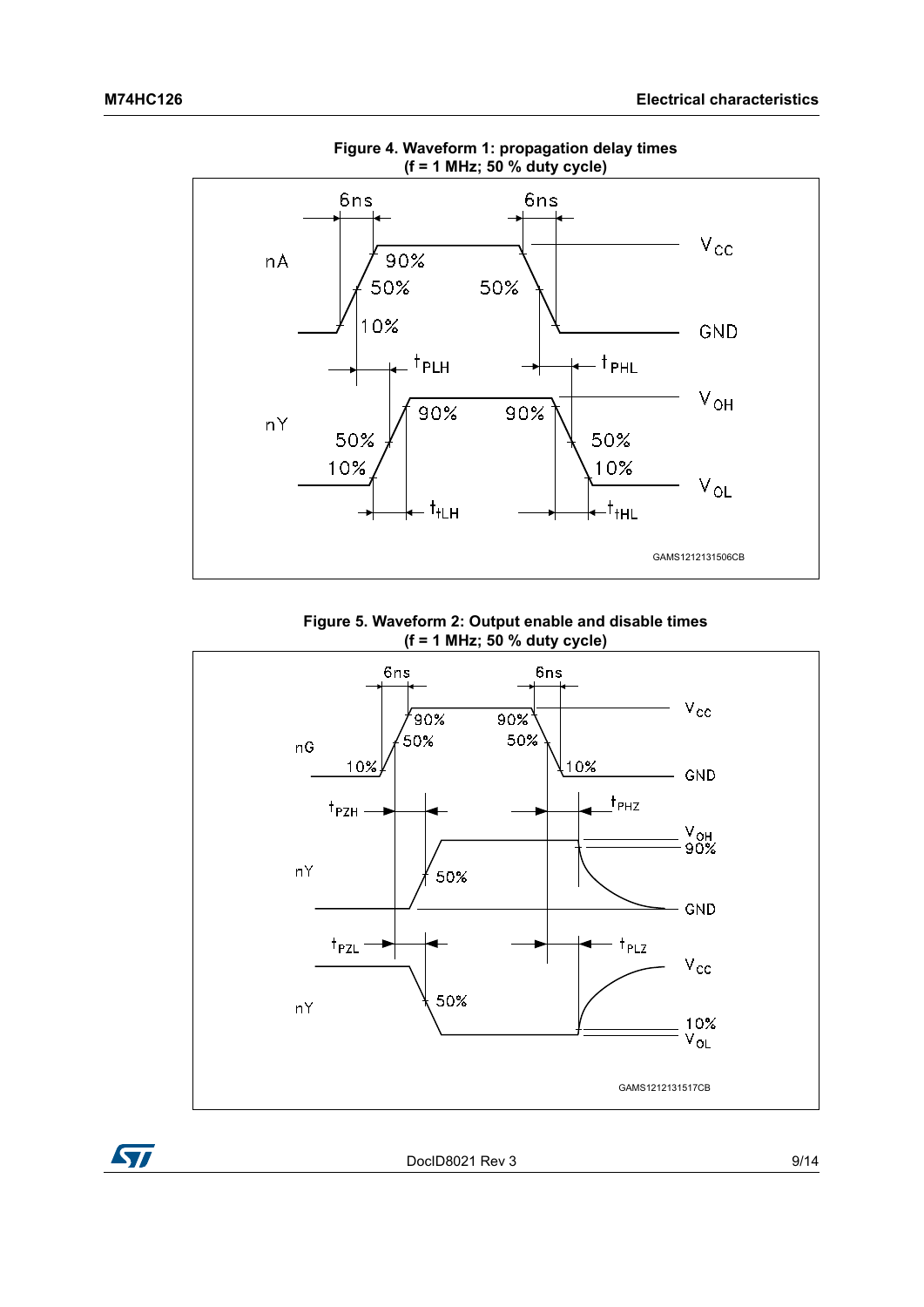**Figure 4. Waveform 1: propagation delay times (f = 1 MHz; 50 % duty cycle)**

**Figure 5. Waveform 2: Output enable and disable times (f = 1 MHz; 50 % duty cycle)**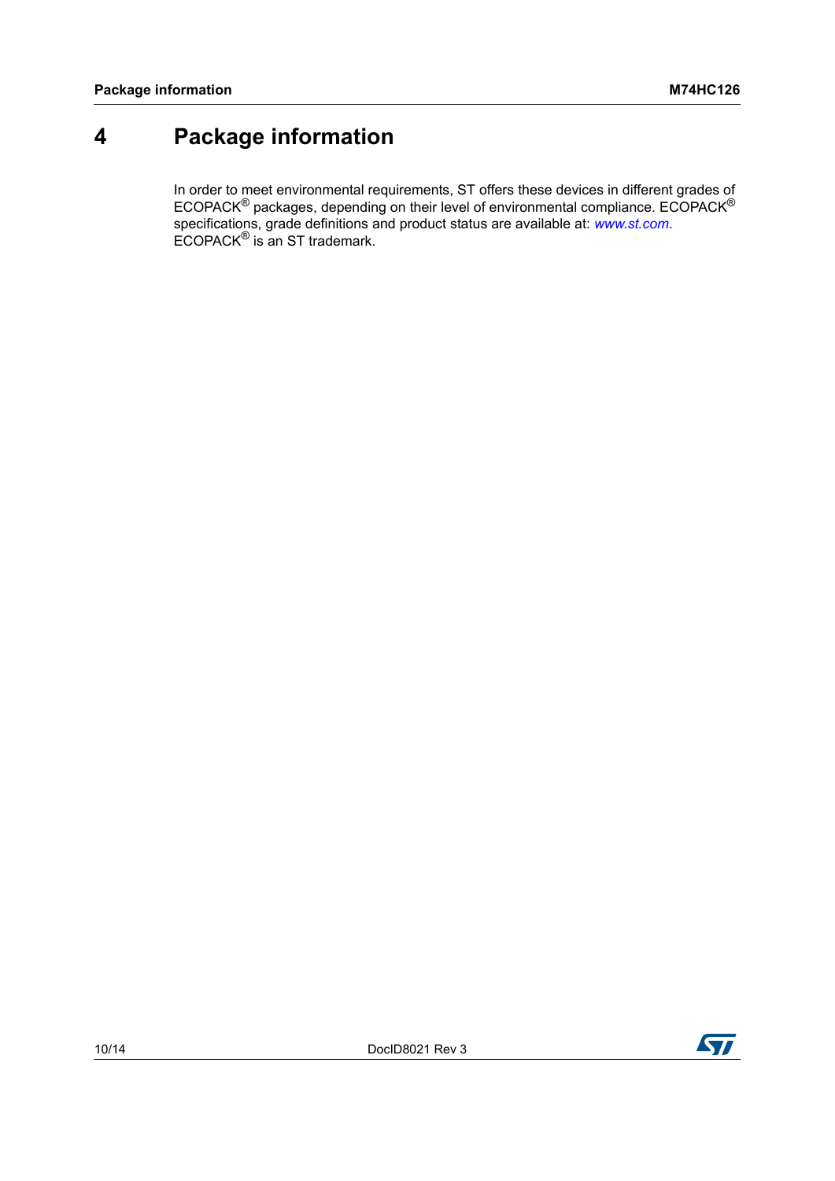# 4 Package information

In order to meet environmental requirements, ST offers these devices in different grades of ECOPACK® packages, depending on their level of environmental compliance. ECOPACK® specifications, grade definitions and product status are available at: *www.st.com*. ECOPACK® is an ST trademark.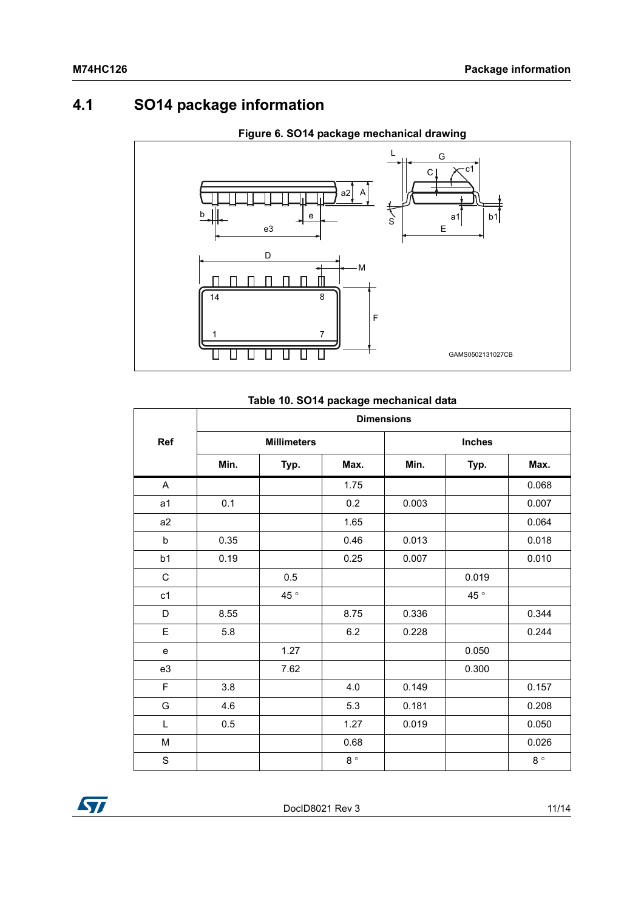## 4.1 SO14 package information

**Figure 6. SO14 package mechanical drawing**

**Table 10. SO14 package mechanical data**

| Ref | Dimensions | | | | | |
|---|---|---|---|---|---|---|
| | Millimeters | | | Inches | | |
| | Min. | Typ. | Max. | Min. | Typ. | Max. |
| A | | | 1.75 | | | 0.068 |
| a1 | 0.1 | | 0.2 | 0.003 | | 0.007 |
| a2 | | | 1.65 | | | 0.064 |
| b | 0.35 | | 0.46 | 0.013 | | 0.018 |
| b1 | 0.19 | | 0.25 | 0.007 | | 0.010 |
| C | | 0.5 | | | 0.019 | |
| c1 | | 45 ° | | | 45 ° | |
| D | 8.55 | | 8.75 | 0.336 | | 0.344 |
| E | 5.8 | | 6.2 | 0.228 | | 0.244 |
| e | | 1.27 | | | 0.050 | |
| e3 | | 7.62 | | | 0.300 | |
| F | 3.8 | | 4.0 | 0.149 | | 0.157 |
| G | 4.6 | | 5.3 | 0.181 | | 0.208 |
| L | 0.5 | | 1.27 | 0.019 | | 0.050 |
| M | | | 0.68 | | | 0.026 |
| S | | | 8 ° | | | 8 ° |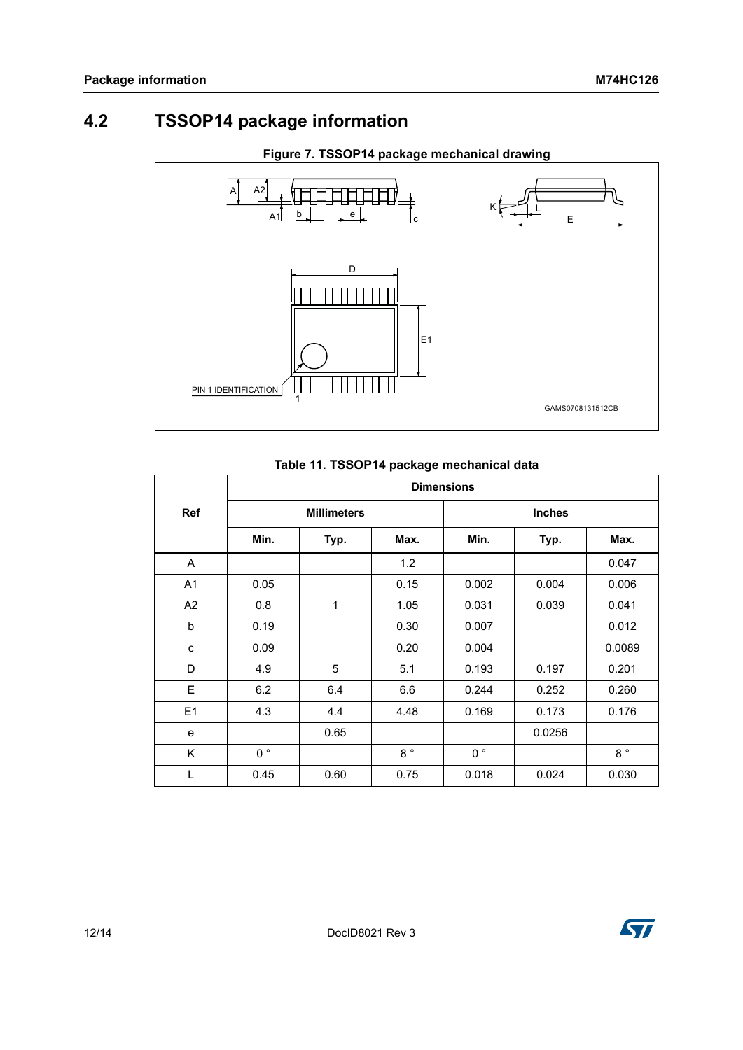## 4.2 TSSOP14 package information

Figure 7. TSSOP14 package mechanical drawing

Table 11. TSSOP14 package mechanical data

| Ref | Dimensions | | | | | |
|---|---|---|---|---|---|---|
| | Millimeters | | | Inches | | |
| | Min. | Typ. | Max. | Min. | Typ. | Max. |
| A | | | 1.2 | | | 0.047 |
| A1 | 0.05 | | 0.15 | 0.002 | 0.004 | 0.006 |
| A2 | 0.8 | 1 | 1.05 | 0.031 | 0.039 | 0.041 |
| b | 0.19 | | 0.30 | 0.007 | | 0.012 |
| c | 0.09 | | 0.20 | 0.004 | | 0.0089 |
| D | 4.9 | 5 | 5.1 | 0.193 | 0.197 | 0.201 |
| E | 6.2 | 6.4 | 6.6 | 0.244 | 0.252 | 0.260 |
| E1 | 4.3 | 4.4 | 4.48 | 0.169 | 0.173 | 0.176 |
| e | | 0.65 | | | 0.0256 | |
| K | 0 ° | | 8 ° | 0 ° | | 8 ° |
| L | 0.45 | 0.60 | 0.75 | 0.018 | 0.024 | 0.030 |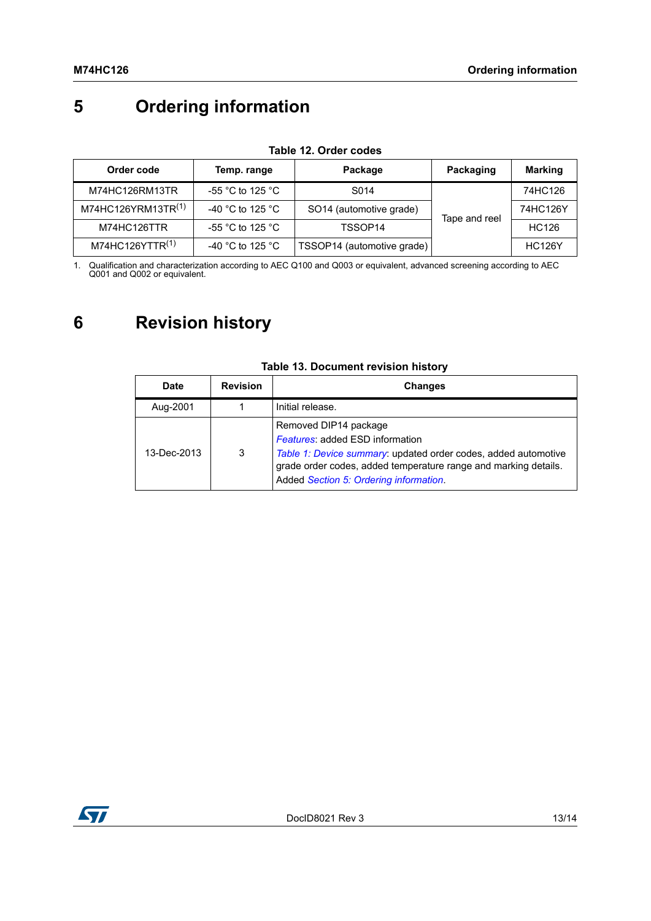# 5 Ordering information

**Table 12. Order codes**

| Order code | Temp. range | Package | Packaging | Marking |
|---|---|---|---|---|
| M74HC126RM13TR | -55 °C to 125 °C | S014 | Tape and reel | 74HC126 |
| M74HC126YRM13TR[(1)] | -40 °C to 125 °C | SO14 (automotive grade) | | 74HC126Y |
| M74HC126TTR | -55 °C to 125 °C | TSSOP14 | | HC126 |
| M74HC126YTTR[(1)] | -40 °C to 125 °C | TSSOP14 (automotive grade) | | HC126Y |

1. Qualification and characterization according to AEC Q100 and Q003 or equivalent, advanced screening according to AEC Q001 and Q002 or equivalent.

# 6 Revision history

**Table 13. Document revision history**

| Date | Revision | Changes |
|---|---|---|
| Aug-2001 | 1 | Initial release. |
| 13-Dec-2013 | 3 | Removed DIP14 package<br>*Features*: added ESD information<br>*Table 1: Device summary*: updated order codes, added automotive grade order codes, added temperature range and marking details.<br>Added *Section 5: Ordering information*. |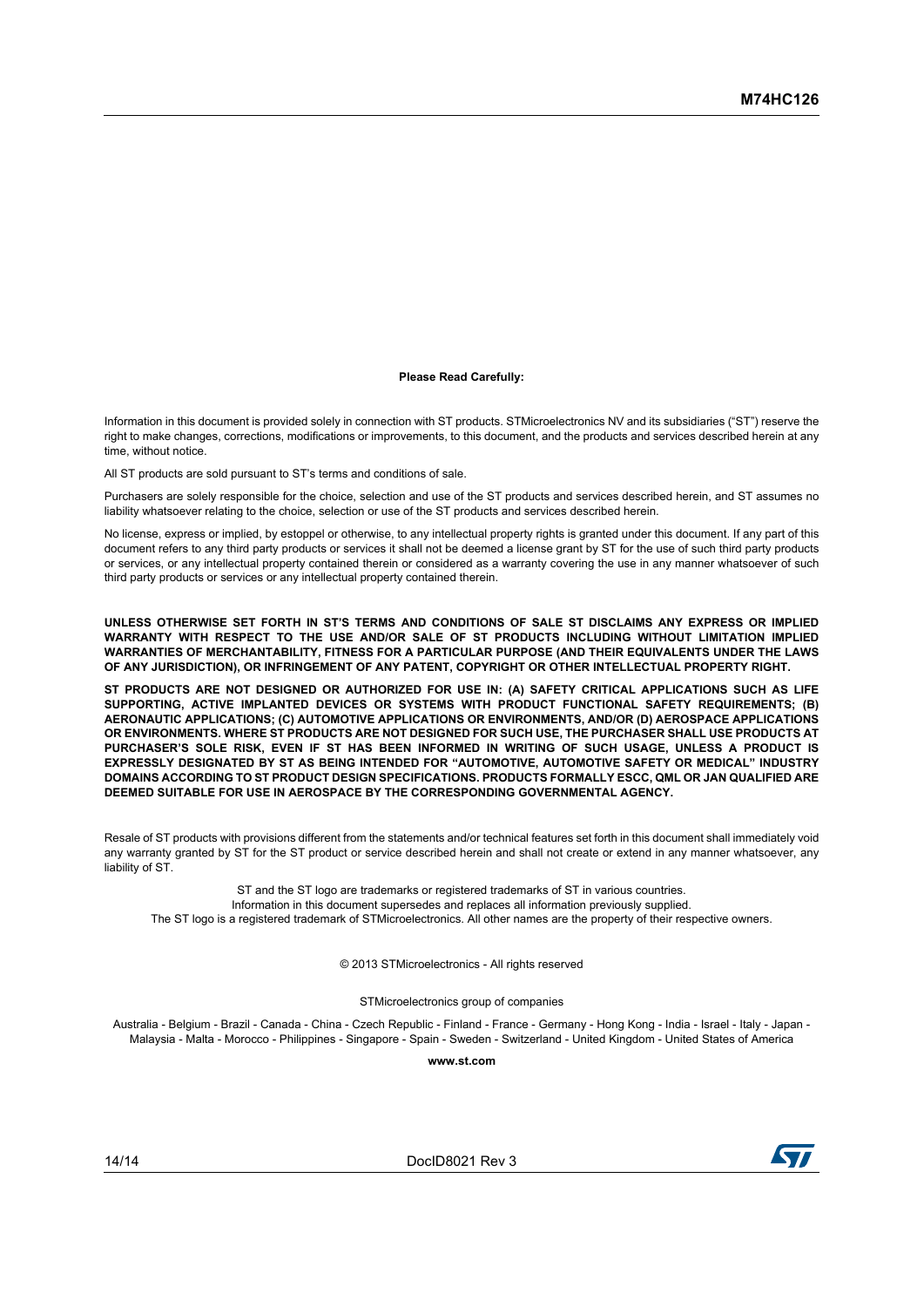**Please Read Carefully:**

Information in this document is provided solely in connection with ST products. STMicroelectronics NV and its subsidiaries ("ST") reserve the right to make changes, corrections, modifications or improvements, to this document, and the products and services described herein at any time, without notice.

All ST products are sold pursuant to ST's terms and conditions of sale.

Purchasers are solely responsible for the choice, selection and use of the ST products and services described herein, and ST assumes no liability whatsoever relating to the choice, selection or use of the ST products and services described herein.

No license, express or implied, by estoppel or otherwise, to any intellectual property rights is granted under this document. If any part of this document refers to any third party products or services it shall not be deemed a license grant by ST for the use of such third party products or services, or any intellectual property contained therein or considered as a warranty covering the use in any manner whatsoever of such third party products or services or any intellectual property contained therein.

**UNLESS OTHERWISE SET FORTH IN ST'S TERMS AND CONDITIONS OF SALE ST DISCLAIMS ANY EXPRESS OR IMPLIED WARRANTY WITH RESPECT TO THE USE AND/OR SALE OF ST PRODUCTS INCLUDING WITHOUT LIMITATION IMPLIED WARRANTIES OF MERCHANTABILITY, FITNESS FOR A PARTICULAR PURPOSE (AND THEIR EQUIVALENTS UNDER THE LAWS OF ANY JURISDICTION), OR INFRINGEMENT OF ANY PATENT, COPYRIGHT OR OTHER INTELLECTUAL PROPERTY RIGHT.**

**ST PRODUCTS ARE NOT DESIGNED OR AUTHORIZED FOR USE IN: (A) SAFETY CRITICAL APPLICATIONS SUCH AS LIFE SUPPORTING, ACTIVE IMPLANTED DEVICES OR SYSTEMS WITH PRODUCT FUNCTIONAL SAFETY REQUIREMENTS; (B) AERONAUTIC APPLICATIONS; (C) AUTOMOTIVE APPLICATIONS OR ENVIRONMENTS, AND/OR (D) AEROSPACE APPLICATIONS OR ENVIRONMENTS. WHERE ST PRODUCTS ARE NOT DESIGNED FOR SUCH USE, THE PURCHASER SHALL USE PRODUCTS AT PURCHASER'S SOLE RISK, EVEN IF ST HAS BEEN INFORMED IN WRITING OF SUCH USAGE, UNLESS A PRODUCT IS EXPRESSLY DESIGNATED BY ST AS BEING INTENDED FOR "AUTOMOTIVE, AUTOMOTIVE SAFETY OR MEDICAL" INDUSTRY DOMAINS ACCORDING TO ST PRODUCT DESIGN SPECIFICATIONS. PRODUCTS FORMALLY ESCC, QML OR JAN QUALIFIED ARE DEEMED SUITABLE FOR USE IN AEROSPACE BY THE CORRESPONDING GOVERNMENTAL AGENCY.**

Resale of ST products with provisions different from the statements and/or technical features set forth in this document shall immediately void any warranty granted by ST for the ST product or service described herein and shall not create or extend in any manner whatsoever, any liability of ST.

ST and the ST logo are trademarks or registered trademarks of ST in various countries.
Information in this document supersedes and replaces all information previously supplied.
The ST logo is a registered trademark of STMicroelectronics. All other names are the property of their respective owners.

© 2013 STMicroelectronics - All rights reserved

STMicroelectronics group of companies

Australia - Belgium - Brazil - Canada - China - Czech Republic - Finland - France - Germany - Hong Kong - India - Israel - Italy - Japan - Malaysia - Malta - Morocco - Philippines - Singapore - Spain - Sweden - Switzerland - United Kingdom - United States of America

**www.st.com**